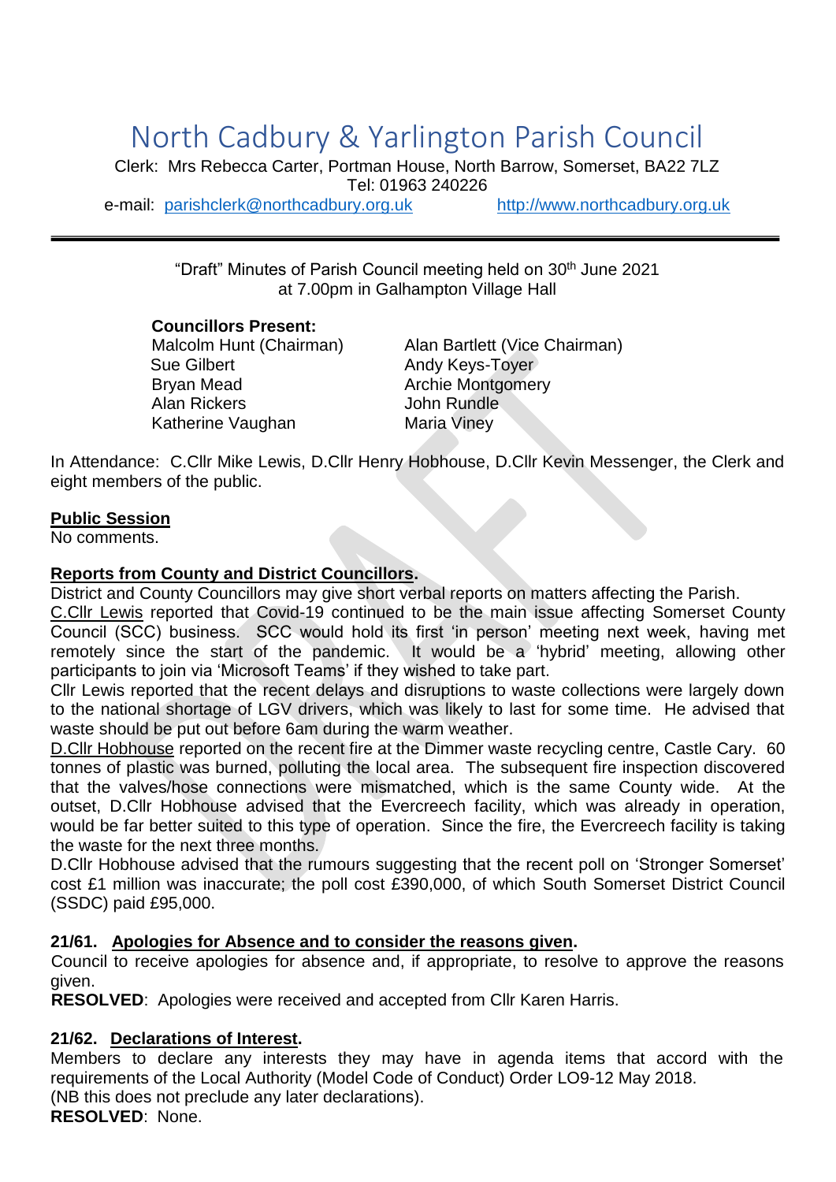# North Cadbury & Yarlington Parish Council

Clerk: Mrs Rebecca Carter, Portman House, North Barrow, Somerset, BA22 7LZ
Tel: 01963 240226
e-mail: [parishclerk@northcadbury.org.uk](mailto:parishclerk@northcadbury.org.uk) [http://www.northcadbury.org.uk](http://www.northcadbury.org.uk)

---

"Draft" Minutes of Parish Council meeting held on 30th June 2021
at 7.00pm in Galhampton Village Hall

**Councillors Present:**

| | |
|---|---|
| Malcolm Hunt (Chairman) | Alan Bartlett (Vice Chairman) |
| Sue Gilbert | Andy Keys-Toyer |
| Bryan Mead | Archie Montgomery |
| Alan Rickers | John Rundle |
| Katherine Vaughan | Maria Viney |

In Attendance: C.Cllr Mike Lewis, D.Cllr Henry Hobhouse, D.Cllr Kevin Messenger, the Clerk and eight members of the public.

**Public Session**

No comments.

**Reports from County and District Councillors.**

District and County Councillors may give short verbal reports on matters affecting the Parish.

C.Cllr Lewis reported that Covid-19 continued to be the main issue affecting Somerset County Council (SCC) business. SCC would hold its first 'in person' meeting next week, having met remotely since the start of the pandemic. It would be a 'hybrid' meeting, allowing other participants to join via 'Microsoft Teams' if they wished to take part.

Cllr Lewis reported that the recent delays and disruptions to waste collections were largely down to the national shortage of LGV drivers, which was likely to last for some time. He advised that waste should be put out before 6am during the warm weather.

D.Cllr Hobhouse reported on the recent fire at the Dimmer waste recycling centre, Castle Cary. 60 tonnes of plastic was burned, polluting the local area. The subsequent fire inspection discovered that the valves/hose connections were mismatched, which is the same County wide. At the outset, D.Cllr Hobhouse advised that the Evercreech facility, which was already in operation, would be far better suited to this type of operation. Since the fire, the Evercreech facility is taking the waste for the next three months.

D.Cllr Hobhouse advised that the rumours suggesting that the recent poll on 'Stronger Somerset' cost £1 million was inaccurate; the poll cost £390,000, of which South Somerset District Council (SSDC) paid £95,000.

**21/61. Apologies for Absence and to consider the reasons given.**

Council to receive apologies for absence and, if appropriate, to resolve to approve the reasons given.

**RESOLVED**: Apologies were received and accepted from Cllr Karen Harris.

**21/62. Declarations of Interest.**

Members to declare any interests they may have in agenda items that accord with the requirements of the Local Authority (Model Code of Conduct) Order LO9-12 May 2018.
(NB this does not preclude any later declarations).

**RESOLVED**: None.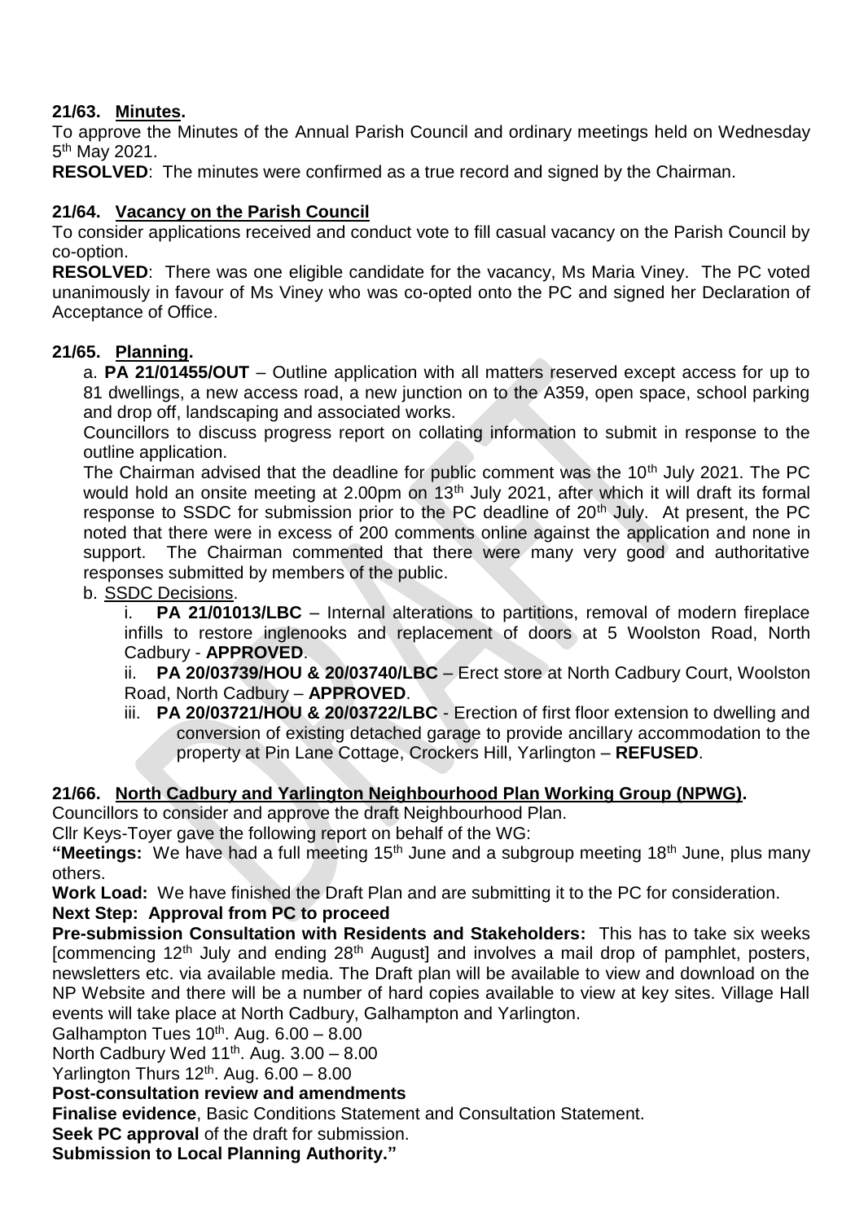## 21/63. Minutes.

To approve the Minutes of the Annual Parish Council and ordinary meetings held on Wednesday 5th May 2021.

**RESOLVED**: The minutes were confirmed as a true record and signed by the Chairman.

## 21/64. Vacancy on the Parish Council

To consider applications received and conduct vote to fill casual vacancy on the Parish Council by co-option.

**RESOLVED**: There was one eligible candidate for the vacancy, Ms Maria Viney. The PC voted unanimously in favour of Ms Viney who was co-opted onto the PC and signed her Declaration of Acceptance of Office.

## 21/65. Planning.

a. **PA 21/01455/OUT** – Outline application with all matters reserved except access for up to 81 dwellings, a new access road, a new junction on to the A359, open space, school parking and drop off, landscaping and associated works.

Councillors to discuss progress report on collating information to submit in response to the outline application.

The Chairman advised that the deadline for public comment was the 10th July 2021. The PC would hold an onsite meeting at 2.00pm on 13th July 2021, after which it will draft its formal response to SSDC for submission prior to the PC deadline of 20th July. At present, the PC noted that there were in excess of 200 comments online against the application and none in support. The Chairman commented that there were many very good and authoritative responses submitted by members of the public.

b. SSDC Decisions.

i. **PA 21/01013/LBC** – Internal alterations to partitions, removal of modern fireplace infills to restore inglenooks and replacement of doors at 5 Woolston Road, North Cadbury - **APPROVED**.

ii. **PA 20/03739/HOU & 20/03740/LBC** – Erect store at North Cadbury Court, Woolston Road, North Cadbury – **APPROVED**.

iii. **PA 20/03721/HOU & 20/03722/LBC** - Erection of first floor extension to dwelling and conversion of existing detached garage to provide ancillary accommodation to the property at Pin Lane Cottage, Crockers Hill, Yarlington – **REFUSED**.

## 21/66. North Cadbury and Yarlington Neighbourhood Plan Working Group (NPWG).

Councillors to consider and approve the draft Neighbourhood Plan.

Cllr Keys-Toyer gave the following report on behalf of the WG:

**"Meetings:** We have had a full meeting 15th June and a subgroup meeting 18th June, plus many others.

**Work Load:** We have finished the Draft Plan and are submitting it to the PC for consideration.

**Next Step: Approval from PC to proceed**

**Pre-submission Consultation with Residents and Stakeholders:** This has to take six weeks [commencing 12th July and ending 28th August] and involves a mail drop of pamphlet, posters, newsletters etc. via available media. The Draft plan will be available to view and download on the NP Website and there will be a number of hard copies available to view at key sites. Village Hall events will take place at North Cadbury, Galhampton and Yarlington.

Galhampton Tues 10th. Aug. 6.00 – 8.00

North Cadbury Wed 11th. Aug. 3.00 – 8.00

Yarlington Thurs 12th. Aug. 6.00 – 8.00

**Post-consultation review and amendments**

**Finalise evidence**, Basic Conditions Statement and Consultation Statement.

**Seek PC approval** of the draft for submission.

**Submission to Local Planning Authority."**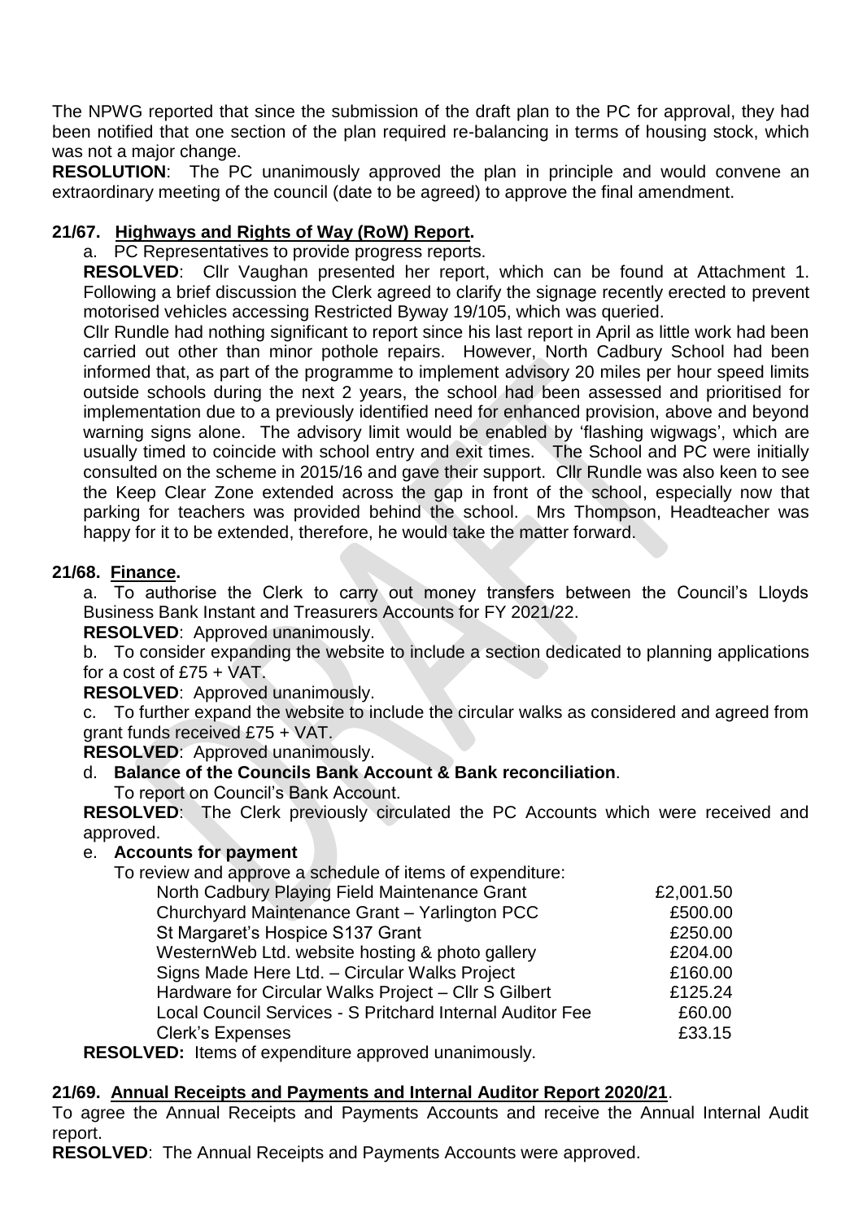The NPWG reported that since the submission of the draft plan to the PC for approval, they had been notified that one section of the plan required re-balancing in terms of housing stock, which was not a major change.

**RESOLUTION**: The PC unanimously approved the plan in principle and would convene an extraordinary meeting of the council (date to be agreed) to approve the final amendment.

## 21/67. Highways and Rights of Way (RoW) Report.

a. PC Representatives to provide progress reports.

**RESOLVED**: Cllr Vaughan presented her report, which can be found at Attachment 1. Following a brief discussion the Clerk agreed to clarify the signage recently erected to prevent motorised vehicles accessing Restricted Byway 19/105, which was queried.

Cllr Rundle had nothing significant to report since his last report in April as little work had been carried out other than minor pothole repairs. However, North Cadbury School had been informed that, as part of the programme to implement advisory 20 miles per hour speed limits outside schools during the next 2 years, the school had been assessed and prioritised for implementation due to a previously identified need for enhanced provision, above and beyond warning signs alone. The advisory limit would be enabled by 'flashing wigwags', which are usually timed to coincide with school entry and exit times. The School and PC were initially consulted on the scheme in 2015/16 and gave their support. Cllr Rundle was also keen to see the Keep Clear Zone extended across the gap in front of the school, especially now that parking for teachers was provided behind the school. Mrs Thompson, Headteacher was happy for it to be extended, therefore, he would take the matter forward.

## 21/68. Finance.

a. To authorise the Clerk to carry out money transfers between the Council's Lloyds Business Bank Instant and Treasurers Accounts for FY 2021/22.

**RESOLVED**: Approved unanimously.

b. To consider expanding the website to include a section dedicated to planning applications for a cost of £75 + VAT.

**RESOLVED**: Approved unanimously.

c. To further expand the website to include the circular walks as considered and agreed from grant funds received £75 + VAT.

**RESOLVED**: Approved unanimously.

d. **Balance of the Councils Bank Account & Bank reconciliation**.

To report on Council's Bank Account.

**RESOLVED**: The Clerk previously circulated the PC Accounts which were received and approved.

e. **Accounts for payment**

To review and approve a schedule of items of expenditure:

| Item | Amount |
|---|---|
| North Cadbury Playing Field Maintenance Grant | £2,001.50 |
| Churchyard Maintenance Grant – Yarlington PCC | £500.00 |
| St Margaret's Hospice S137 Grant | £250.00 |
| WesternWeb Ltd. website hosting & photo gallery | £204.00 |
| Signs Made Here Ltd. – Circular Walks Project | £160.00 |
| Hardware for Circular Walks Project – Cllr S Gilbert | £125.24 |
| Local Council Services - S Pritchard Internal Auditor Fee | £60.00 |
| Clerk's Expenses | £33.15 |

**RESOLVED:** Items of expenditure approved unanimously.

## 21/69. Annual Receipts and Payments and Internal Auditor Report 2020/21.

To agree the Annual Receipts and Payments Accounts and receive the Annual Internal Audit report.

**RESOLVED**: The Annual Receipts and Payments Accounts were approved.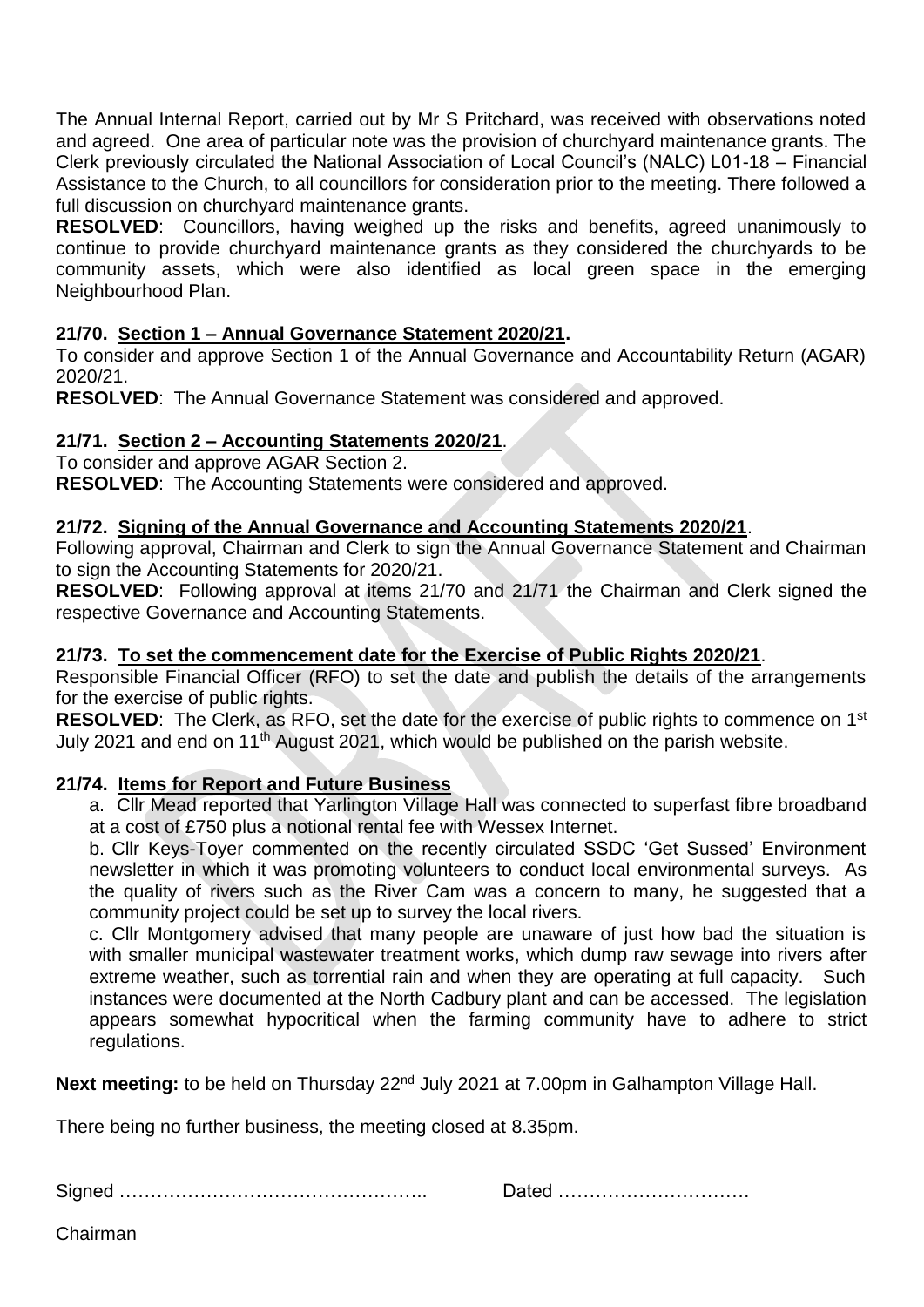The Annual Internal Report, carried out by Mr S Pritchard, was received with observations noted and agreed. One area of particular note was the provision of churchyard maintenance grants. The Clerk previously circulated the National Association of Local Council's (NALC) L01-18 – Financial Assistance to the Church, to all councillors for consideration prior to the meeting. There followed a full discussion on churchyard maintenance grants.

**RESOLVED**: Councillors, having weighed up the risks and benefits, agreed unanimously to continue to provide churchyard maintenance grants as they considered the churchyards to be community assets, which were also identified as local green space in the emerging Neighbourhood Plan.

**21/70. Section 1 – Annual Governance Statement 2020/21.**

To consider and approve Section 1 of the Annual Governance and Accountability Return (AGAR) 2020/21.

**RESOLVED**: The Annual Governance Statement was considered and approved.

**21/71. Section 2 – Accounting Statements 2020/21**.

To consider and approve AGAR Section 2.

**RESOLVED**: The Accounting Statements were considered and approved.

**21/72. Signing of the Annual Governance and Accounting Statements 2020/21**.

Following approval, Chairman and Clerk to sign the Annual Governance Statement and Chairman to sign the Accounting Statements for 2020/21.

**RESOLVED**: Following approval at items 21/70 and 21/71 the Chairman and Clerk signed the respective Governance and Accounting Statements.

**21/73. To set the commencement date for the Exercise of Public Rights 2020/21**.

Responsible Financial Officer (RFO) to set the date and publish the details of the arrangements for the exercise of public rights.

**RESOLVED**: The Clerk, as RFO, set the date for the exercise of public rights to commence on 1st July 2021 and end on 11th August 2021, which would be published on the parish website.

**21/74. Items for Report and Future Business**

a. Cllr Mead reported that Yarlington Village Hall was connected to superfast fibre broadband at a cost of £750 plus a notional rental fee with Wessex Internet.

b. Cllr Keys-Toyer commented on the recently circulated SSDC 'Get Sussed' Environment newsletter in which it was promoting volunteers to conduct local environmental surveys. As the quality of rivers such as the River Cam was a concern to many, he suggested that a community project could be set up to survey the local rivers.

c. Cllr Montgomery advised that many people are unaware of just how bad the situation is with smaller municipal wastewater treatment works, which dump raw sewage into rivers after extreme weather, such as torrential rain and when they are operating at full capacity. Such instances were documented at the North Cadbury plant and can be accessed. The legislation appears somewhat hypocritical when the farming community have to adhere to strict regulations.

**Next meeting:** to be held on Thursday 22nd July 2021 at 7.00pm in Galhampton Village Hall.

There being no further business, the meeting closed at 8.35pm.

Signed ………………………………………….. Dated ………………………….

Chairman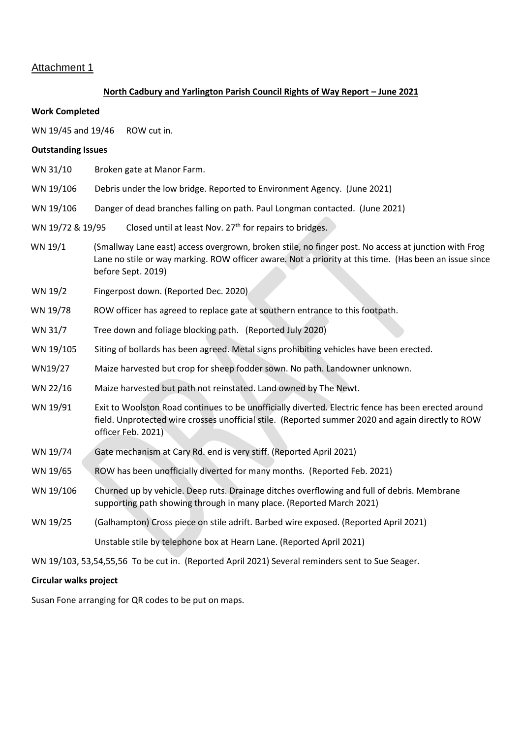Attachment 1

**North Cadbury and Yarlington Parish Council Rights of Way Report – June 2021**

**Work Completed**

WN 19/45 and 19/46 ROW cut in.

**Outstanding Issues**

WN 31/10 Broken gate at Manor Farm.

WN 19/106 Debris under the low bridge. Reported to Environment Agency. (June 2021)

WN 19/106 Danger of dead branches falling on path. Paul Longman contacted. (June 2021)

WN 19/72 & 19/95 Closed until at least Nov. 27th for repairs to bridges.

WN 19/1 (Smallway Lane east) access overgrown, broken stile, no finger post. No access at junction with Frog Lane no stile or way marking. ROW officer aware. Not a priority at this time. (Has been an issue since before Sept. 2019)

WN 19/2 Fingerpost down. (Reported Dec. 2020)

WN 19/78 ROW officer has agreed to replace gate at southern entrance to this footpath.

WN 31/7 Tree down and foliage blocking path. (Reported July 2020)

WN 19/105 Siting of bollards has been agreed. Metal signs prohibiting vehicles have been erected.

WN19/27 Maize harvested but crop for sheep fodder sown. No path. Landowner unknown.

WN 22/16 Maize harvested but path not reinstated. Land owned by The Newt.

WN 19/91 Exit to Woolston Road continues to be unofficially diverted. Electric fence has been erected around field. Unprotected wire crosses unofficial stile. (Reported summer 2020 and again directly to ROW officer Feb. 2021)

WN 19/74 Gate mechanism at Cary Rd. end is very stiff. (Reported April 2021)

WN 19/65 ROW has been unofficially diverted for many months. (Reported Feb. 2021)

WN 19/106 Churned up by vehicle. Deep ruts. Drainage ditches overflowing and full of debris. Membrane supporting path showing through in many place. (Reported March 2021)

WN 19/25 (Galhampton) Cross piece on stile adrift. Barbed wire exposed. (Reported April 2021)

Unstable stile by telephone box at Hearn Lane. (Reported April 2021)

WN 19/103, 53,54,55,56 To be cut in. (Reported April 2021) Several reminders sent to Sue Seager.

**Circular walks project**

Susan Fone arranging for QR codes to be put on maps.